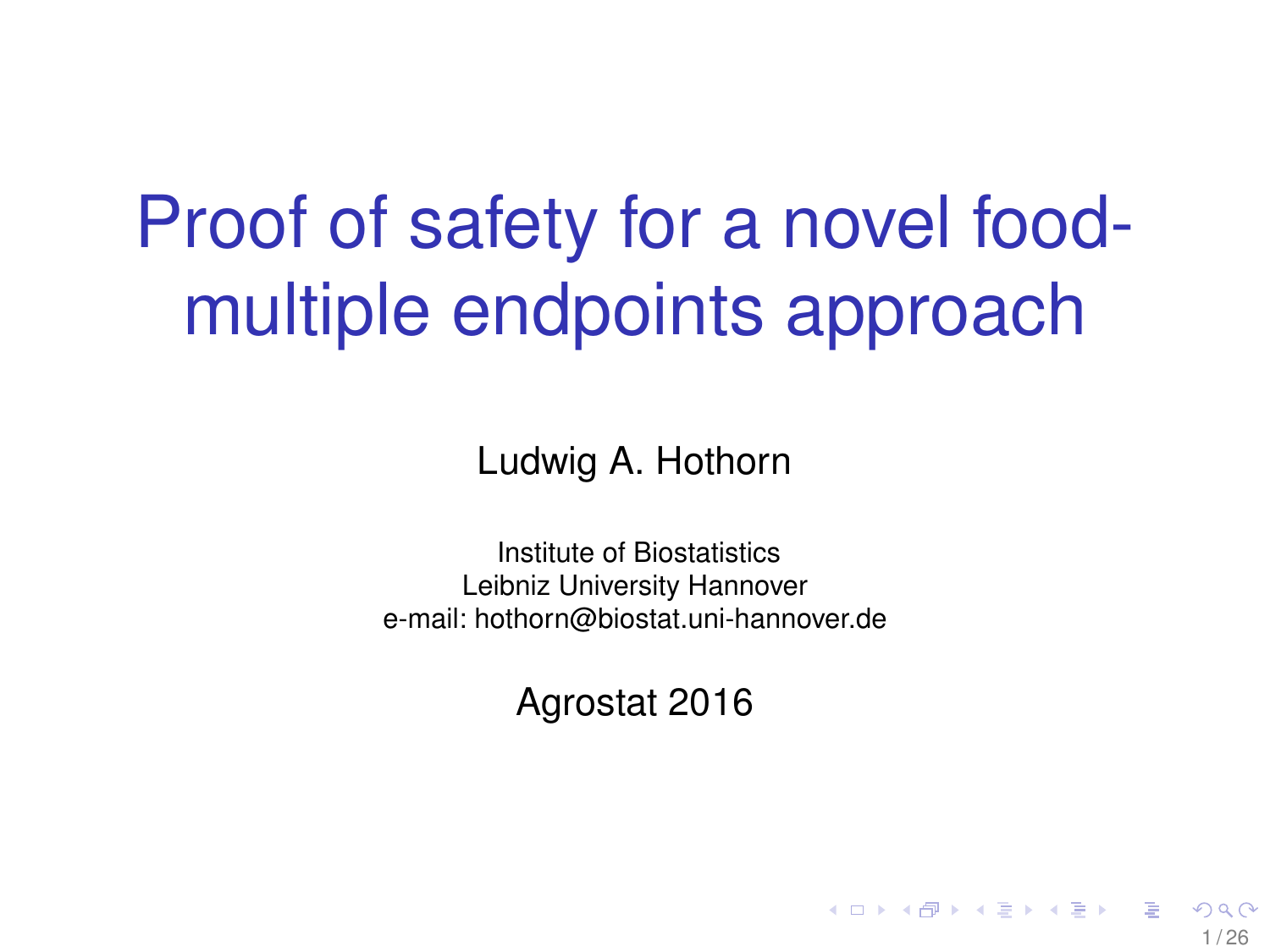# Proof of safety for a novel food- multiple endpoints approach

Ludwig A. Hothorn

Institute of Biostatistics
Leibniz University Hannover
e-mail: hothorn@biostat.uni-hannover.de

Agrostat 2016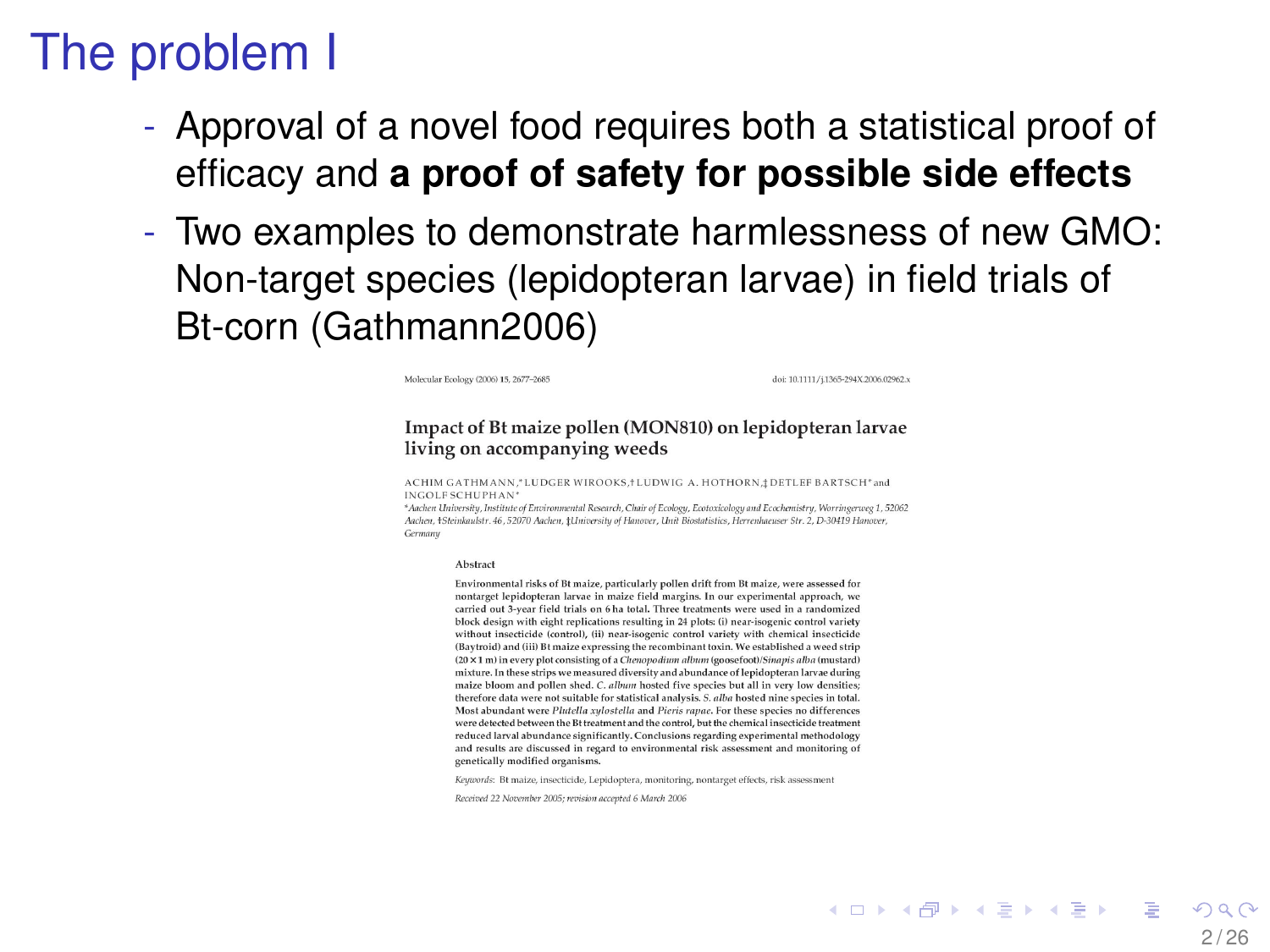# The problem I

- Approval of a novel food requires both a statistical proof of efficacy and **a proof of safety for possible side effects**
- Two examples to demonstrate harmlessness of new GMO: Non-target species (lepidopteran larvae) in field trials of Bt-corn (Gathmann2006)

Molecular Ecology (2006) 15, 2677–2685 doi: 10.1111/j.1365-294X.2006.02962.x

## Impact of Bt maize pollen (MON810) on lepidopteran larvae living on accompanying weeds

ACHIM GATHMANN,* LUDGER WIROOKS,† LUDWIG A. HOTHORN,‡ DETLEF BARTSCH* and INGOLF SCHUPHAN*

*Aachen University, Institute of Environmental Research, Chair of Ecology, Ecotoxicology and Ecochemistry, Worringerweg 1, 52062 Aachen, †Steinkaulstr. 46, 52070 Aachen, ‡University of Hanover, Unit Biostatistics, Herrenhaeuser Str. 2, D-30419 Hanover, Germany

### Abstract

Environmental risks of Bt maize, particularly pollen drift from Bt maize, were assessed for nontarget lepidopteran larvae in maize field margins. In our experimental approach, we carried out 3-year field trials on 6 ha total. Three treatments were used in a randomized block design with eight replications resulting in 24 plots: (i) near-isogenic control variety without insecticide (control), (ii) near-isogenic control variety with chemical insecticide (Baytroid) and (iii) Bt maize expressing the recombinant toxin. We established a weed strip ($20 \times 1$ m) in every plot consisting of a *Chenopodium album* (goosefoot)/*Sinapis alba* (mustard) mixture. In these strips we measured diversity and abundance of lepidopteran larvae during maize bloom and pollen shed. *C. album* hosted five species but all in very low densities; therefore data were not suitable for statistical analysis. *S. alba* hosted nine species in total. Most abundant were *Plutella xylostella* and *Pieris rapae*. For these species no differences were detected between the Bt treatment and the control, but the chemical insecticide treatment reduced larval abundance significantly. Conclusions regarding experimental methodology and results are discussed in regard to environmental risk assessment and monitoring of genetically modified organisms.

*Keywords*: Bt maize, insecticide, Lepidoptera, monitoring, nontarget effects, risk assessment

*Received 22 November 2005; revision accepted 6 March 2006*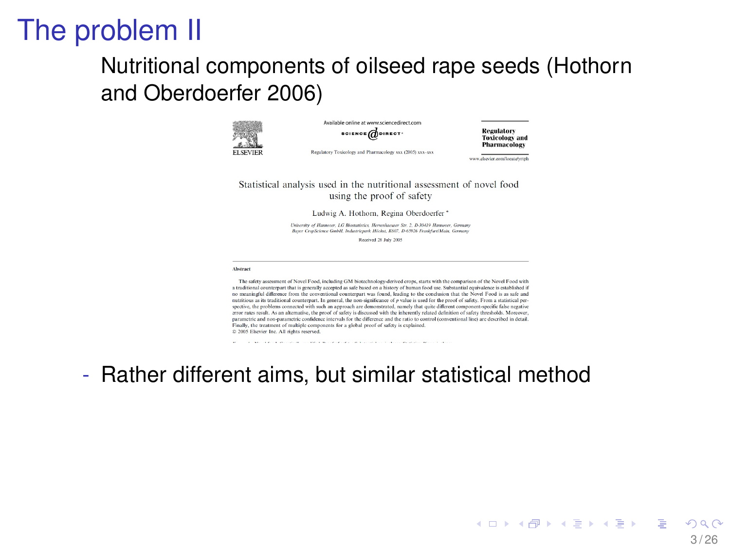# The problem II

Nutritional components of oilseed rape seeds (Hothorn and Oberdoerfer 2006)

Available online at www.sciencedirect.com

SCIENCE DIRECT

Regulatory Toxicology and Pharmacology xxx (2005) xxx–xxx

Regulatory Toxicology and Pharmacology

www.elsevier.com/locate/yrtph

ELSEVIER

Statistical analysis used in the nutritional assessment of novel food using the proof of safety

Ludwig A. Hothorn, Regina Oberdoerfer *

*University of Hannover, LG Biostatistics, Herrenhaeuser Str. 2, D-30419 Hannover, Germany*
*Bayer CropScience GmbH, Industriepark Höchst, K607, D-65926 Frankfurt/Main, Germany*

Received 28 July 2005

**Abstract**

The safety assessment of Novel Food, including GM biotechnology-derived crops, starts with the comparison of the Novel Food with a traditional counterpart that is generally accepted as safe based on a history of human food use. Substantial equivalence is established if no meaningful difference from the conventional counterpart was found, leading to the conclusion that the Novel Food is as safe and nutritious as its traditional counterpart. In general, the non-significance of $p$ value is used for the proof of safety. From a statistical perspective, the problems connected with such an approach are demonstrated, namely that quite different component-specific false negative error rates result. As an alternative, the proof of safety is discussed with the inherently related definition of safety thresholds. Moreover, parametric and non-parametric confidence intervals for the difference and the ratio to control (conventional line) are described in detail. Finally, the treatment of multiple components for a global proof of safety is explained.

© 2005 Elsevier Inc. All rights reserved.

- Rather different aims, but similar statistical method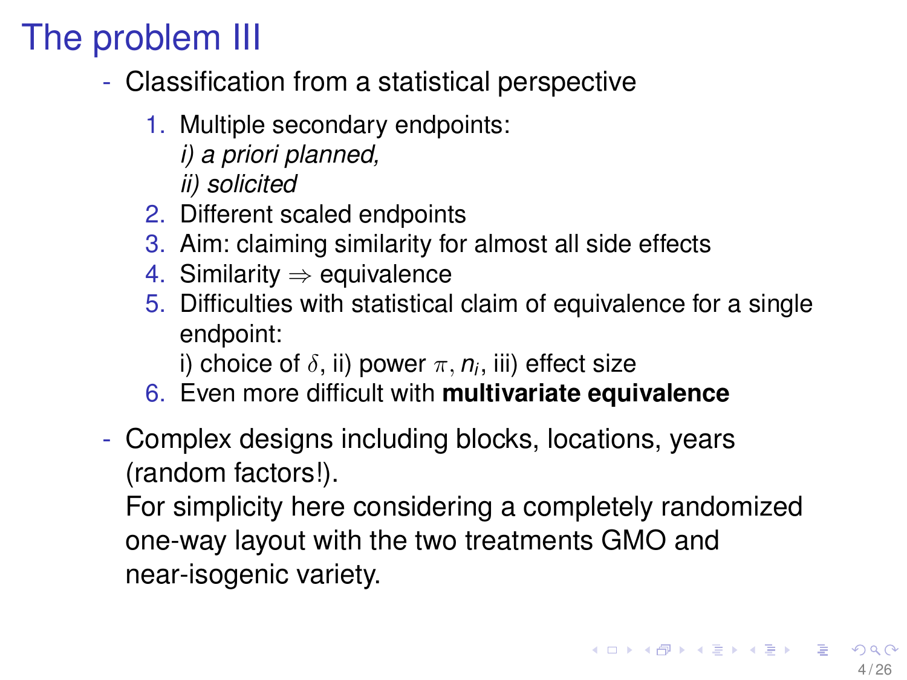# The problem III

- Classification from a statistical perspective
  1. Multiple secondary endpoints:
     *i) a priori planned,*
     *ii) solicited*
  2. Different scaled endpoints
  3. Aim: claiming similarity for almost all side effects
  4. Similarity $\Rightarrow$ equivalence
  5. Difficulties with statistical claim of equivalence for a single endpoint:
     i) choice of $\delta$, ii) power $\pi$, $n_i$, iii) effect size
  6. Even more difficult with **multivariate equivalence**
- Complex designs including blocks, locations, years (random factors!).
  For simplicity here considering a completely randomized one-way layout with the two treatments GMO and near-isogenic variety.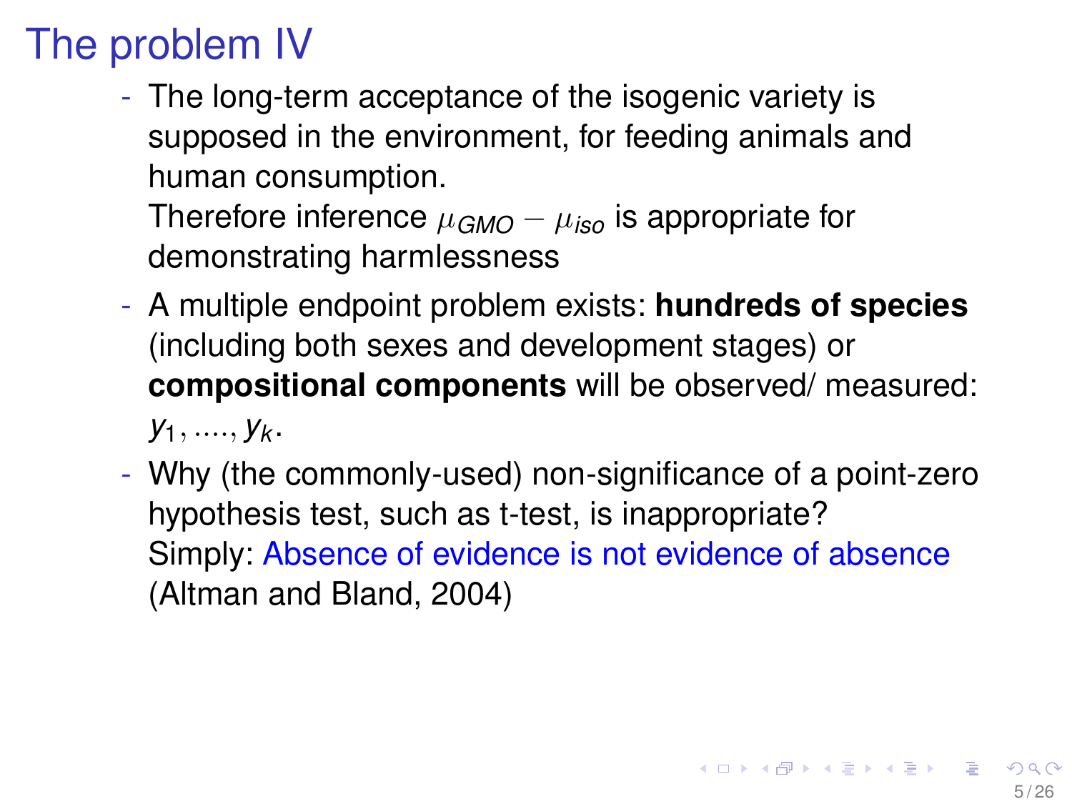# The problem IV

- The long-term acceptance of the isogenic variety is supposed in the environment, for feeding animals and human consumption.
  Therefore inference $\mu_{GMO} - \mu_{iso}$ is appropriate for demonstrating harmlessness
- A multiple endpoint problem exists: **hundreds of species** (including both sexes and development stages) or **compositional components** will be observed/ measured: $y_1, ...., y_k$.
- Why (the commonly-used) non-significance of a point-zero hypothesis test, such as t-test, is inappropriate?
  Simply: Absence of evidence is not evidence of absence (Altman and Bland, 2004)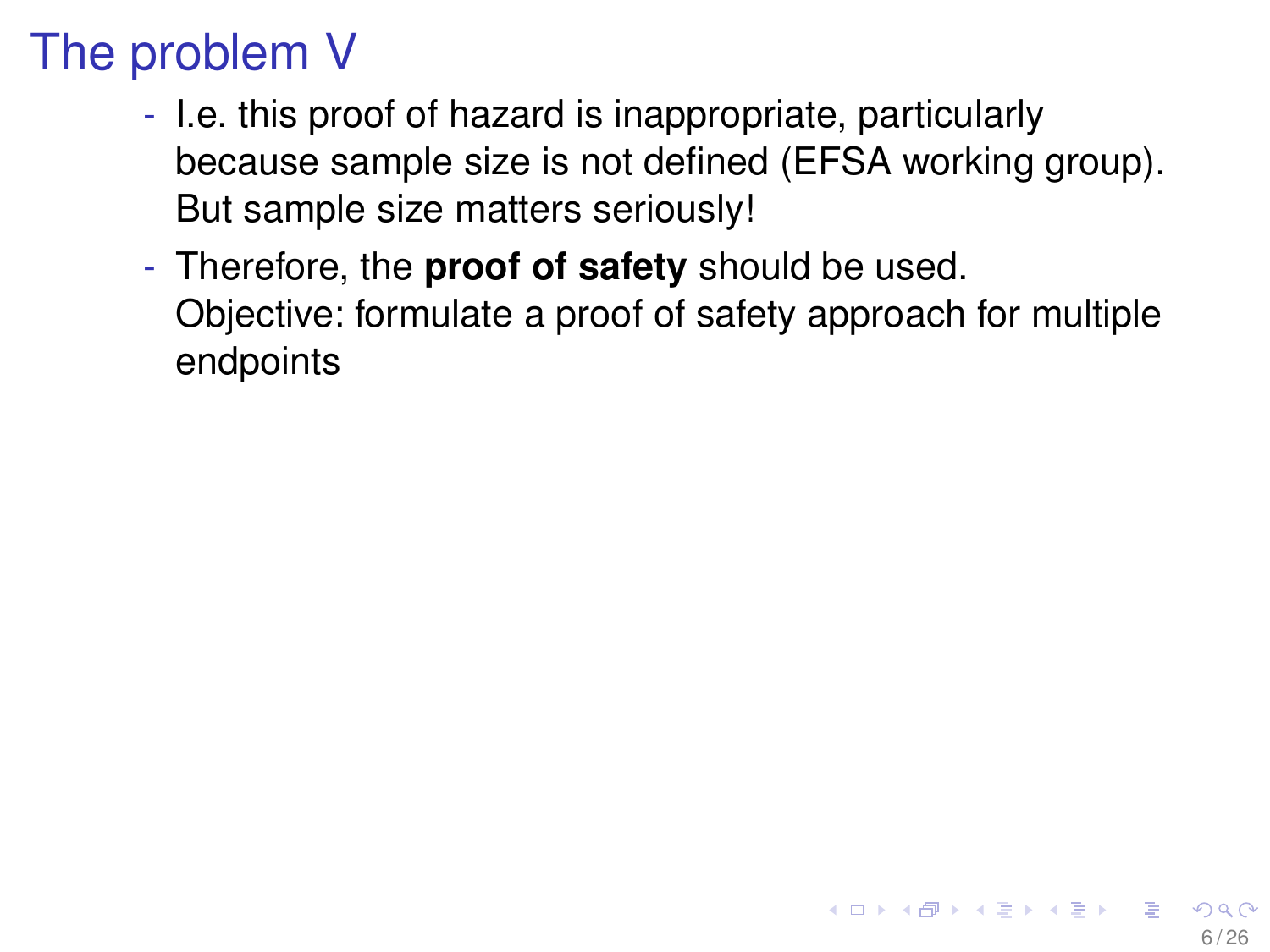# The problem V

- I.e. this proof of hazard is inappropriate, particularly because sample size is not defined (EFSA working group). But sample size matters seriously!
- Therefore, the **proof of safety** should be used. Objective: formulate a proof of safety approach for multiple endpoints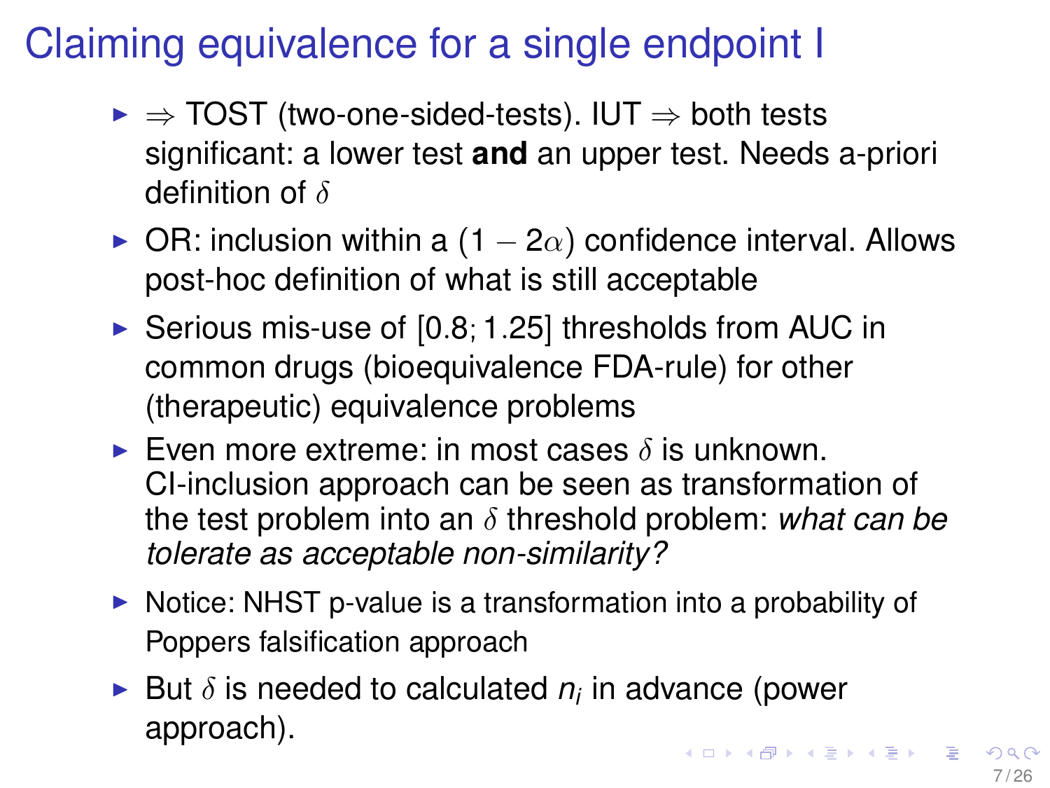# Claiming equivalence for a single endpoint I

- $\Rightarrow$ TOST (two-one-sided-tests). IUT $\Rightarrow$ both tests significant: a lower test **and** an upper test. Needs a-priori definition of $\delta$
- OR: inclusion within a $(1 - 2\alpha)$ confidence interval. Allows post-hoc definition of what is still acceptable
- Serious mis-use of $[0.8; 1.25]$ thresholds from AUC in common drugs (bioequivalence FDA-rule) for other (therapeutic) equivalence problems
- Even more extreme: in most cases $\delta$ is unknown. CI-inclusion approach can be seen as transformation of the test problem into an $\delta$ threshold problem: *what can be tolerate as acceptable non-similarity?*
- Notice: NHST p-value is a transformation into a probability of Poppers falsification approach
- But $\delta$ is needed to calculated $n_i$ in advance (power approach).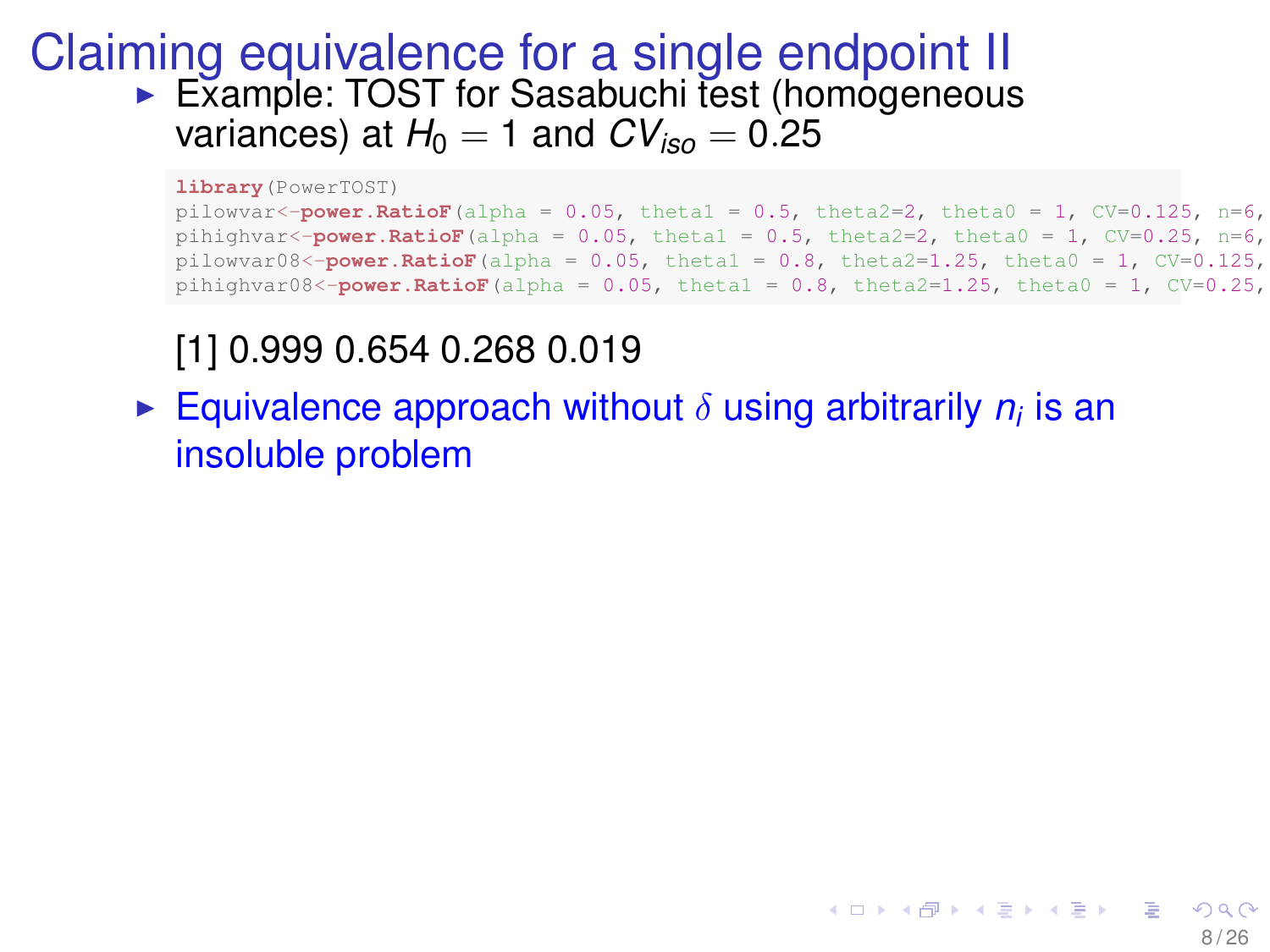# Claiming equivalence for a single endpoint II

- Example: TOST for Sasabuchi test (homogeneous variances) at $H_0 = 1$ and $CV_{iso} = 0.25$

```
library(PowerTOST)
pilowvar<-power.RatioF(alpha = 0.05, theta1 = 0.5, theta2=2, theta0 = 1, CV=0.125, n=6,
pihighvar<-power.RatioF(alpha = 0.05, theta1 = 0.5, theta2=2, theta0 = 1, CV=0.25, n=6,
pilowvar08<-power.RatioF(alpha = 0.05, theta1 = 0.8, theta2=1.25, theta0 = 1, CV=0.125,
pihighvar08<-power.RatioF(alpha = 0.05, theta1 = 0.8, theta2=1.25, theta0 = 1, CV=0.25,
```

[1] 0.999 0.654 0.268 0.019

- Equivalence approach without $\delta$ using arbitrarily $n_i$ is an insoluble problem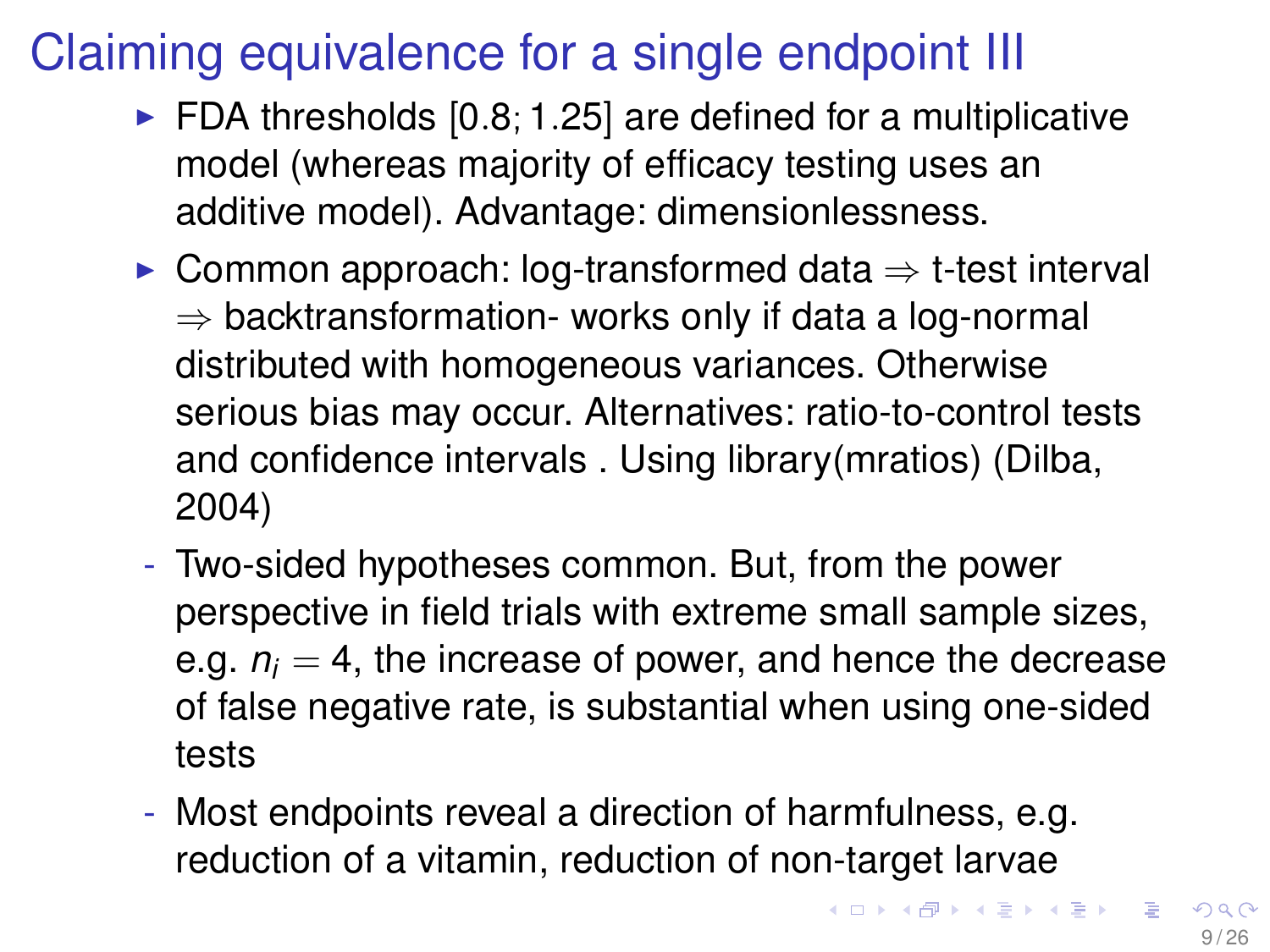# Claiming equivalence for a single endpoint III

- FDA thresholds [0.8; 1.25] are defined for a multiplicative model (whereas majority of efficacy testing uses an additive model). Advantage: dimensionlessness.
- Common approach: log-transformed data $\Rightarrow$ t-test interval $\Rightarrow$ backtransformation- works only if data a log-normal distributed with homogeneous variances. Otherwise serious bias may occur. Alternatives: ratio-to-control tests and confidence intervals . Using library(mratios) (Dilba, 2004)
  - Two-sided hypotheses common. But, from the power perspective in field trials with extreme small sample sizes, e.g. $n_i = 4$, the increase of power, and hence the decrease of false negative rate, is substantial when using one-sided tests
  - Most endpoints reveal a direction of harmfulness, e.g. reduction of a vitamin, reduction of non-target larvae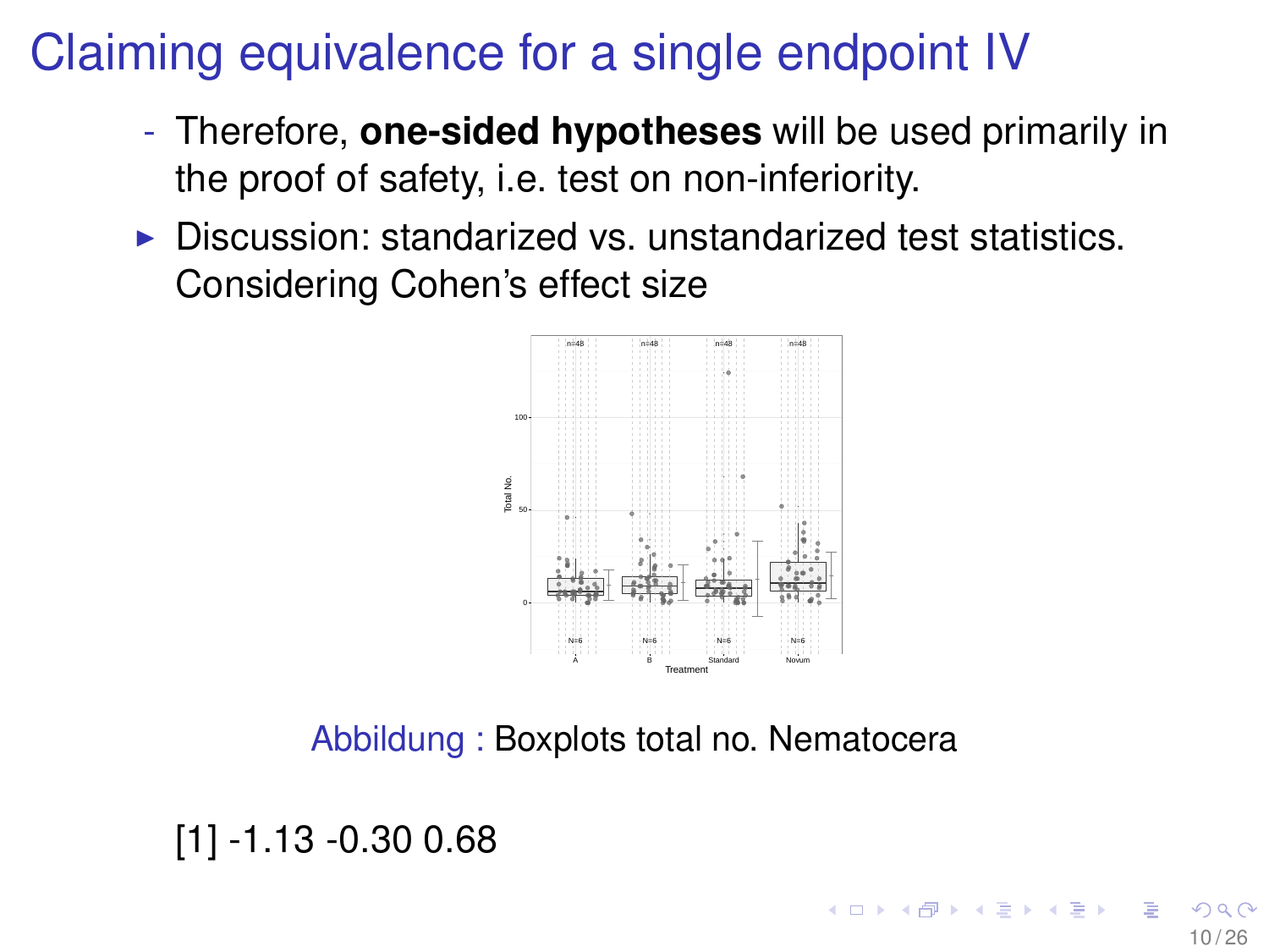# Claiming equivalence for a single endpoint IV

- Therefore, **one-sided hypotheses** will be used primarily in the proof of safety, i.e. test on non-inferiority.

- Discussion: standarized vs. unstandarized test statistics. Considering Cohen's effect size

Abbildung : Boxplots total no. Nematocera

```
[1] -1.13 -0.30 0.68
```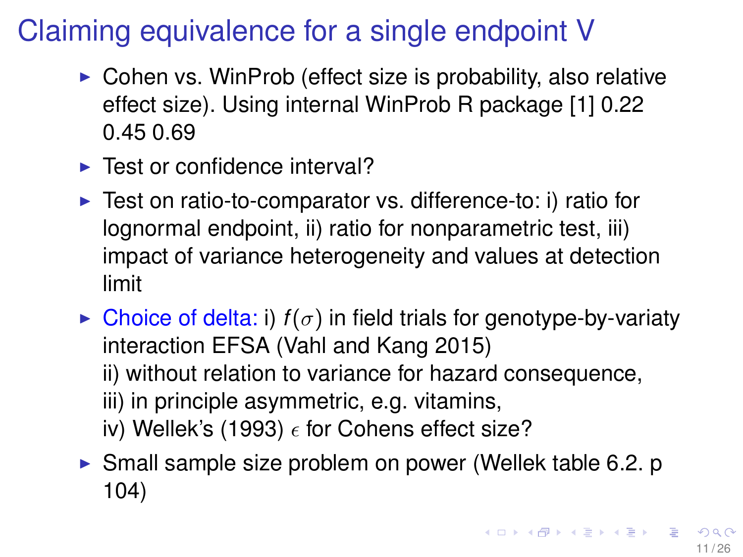# Claiming equivalence for a single endpoint V

- Cohen vs. WinProb (effect size is probability, also relative effect size). Using internal WinProb R package [1] 0.22 0.45 0.69
- Test or confidence interval?
- Test on ratio-to-comparator vs. difference-to: i) ratio for lognormal endpoint, ii) ratio for nonparametric test, iii) impact of variance heterogeneity and values at detection limit
- Choice of delta: i) $f(\sigma)$ in field trials for genotype-by-variaty interaction EFSA (Vahl and Kang 2015)
  ii) without relation to variance for hazard consequence,
  iii) in principle asymmetric, e.g. vitamins,
  iv) Wellek's (1993) $\epsilon$ for Cohens effect size?
- Small sample size problem on power (Wellek table 6.2. p 104)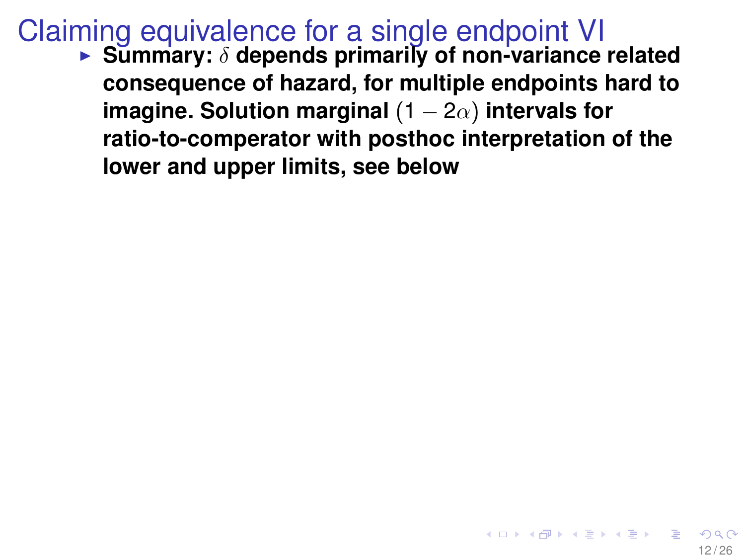# Claiming equivalence for a single endpoint VI

- **Summary: $\delta$ depends primarily of non-variance related consequence of hazard, for multiple endpoints hard to imagine. Solution marginal $(1-2\alpha)$ intervals for ratio-to-comperator with posthoc interpretation of the lower and upper limits, see below**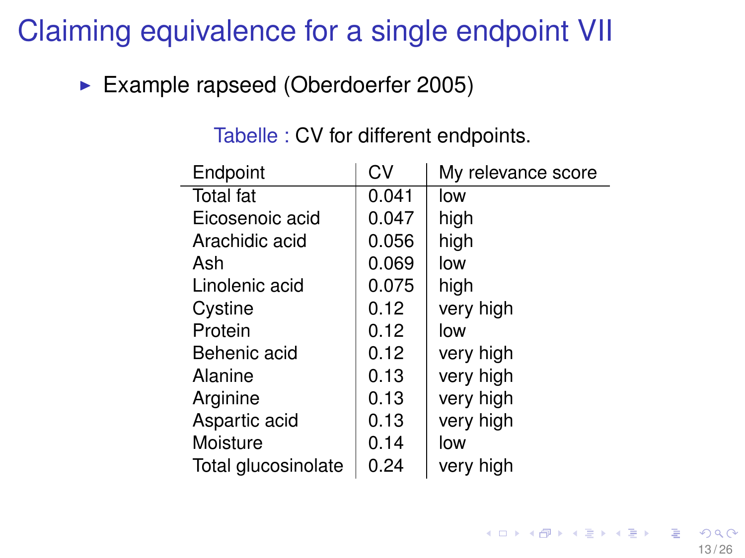# Claiming equivalence for a single endpoint VII

- Example rapseed (Oberdoerfer 2005)

Tabelle : CV for different endpoints.

| Endpoint | CV | My relevance score |
|---|---|---|
| Total fat | 0.041 | low |
| Eicosenoic acid | 0.047 | high |
| Arachidic acid | 0.056 | high |
| Ash | 0.069 | low |
| Linolenic acid | 0.075 | high |
| Cystine | 0.12 | very high |
| Protein | 0.12 | low |
| Behenic acid | 0.12 | very high |
| Alanine | 0.13 | very high |
| Arginine | 0.13 | very high |
| Aspartic acid | 0.13 | very high |
| Moisture | 0.14 | low |
| Total glucosinolate | 0.24 | very high |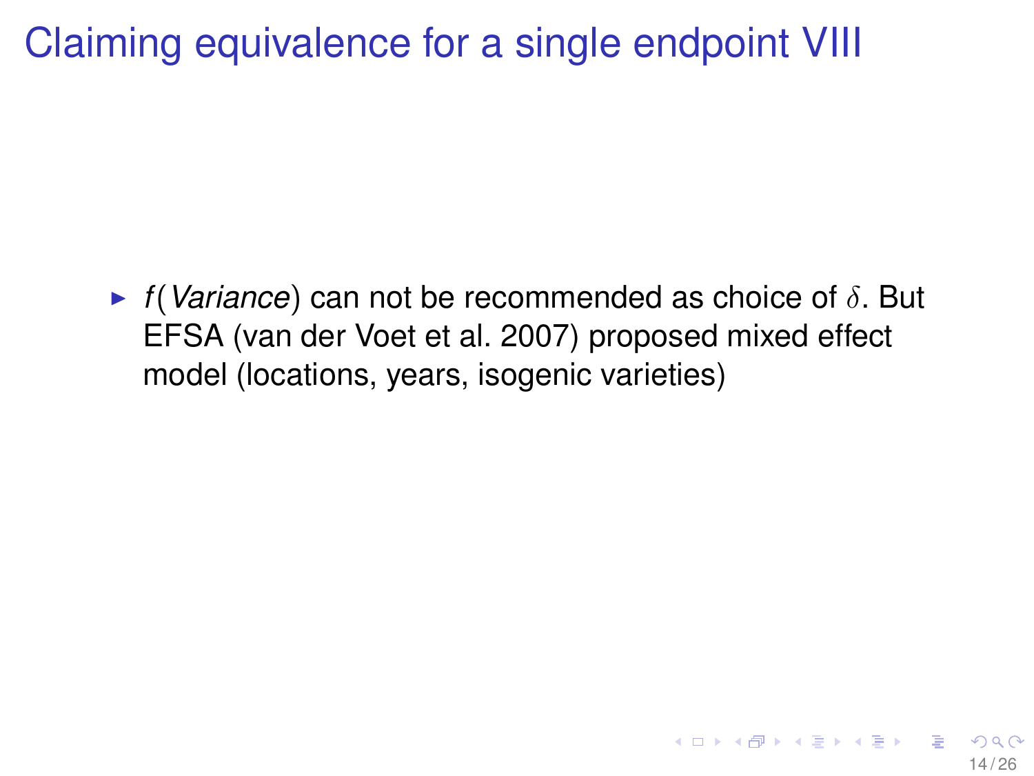# Claiming equivalence for a single endpoint VIII

- $f(Variance)$ can not be recommended as choice of $\delta$. But EFSA (van der Voet et al. 2007) proposed mixed effect model (locations, years, isogenic varieties)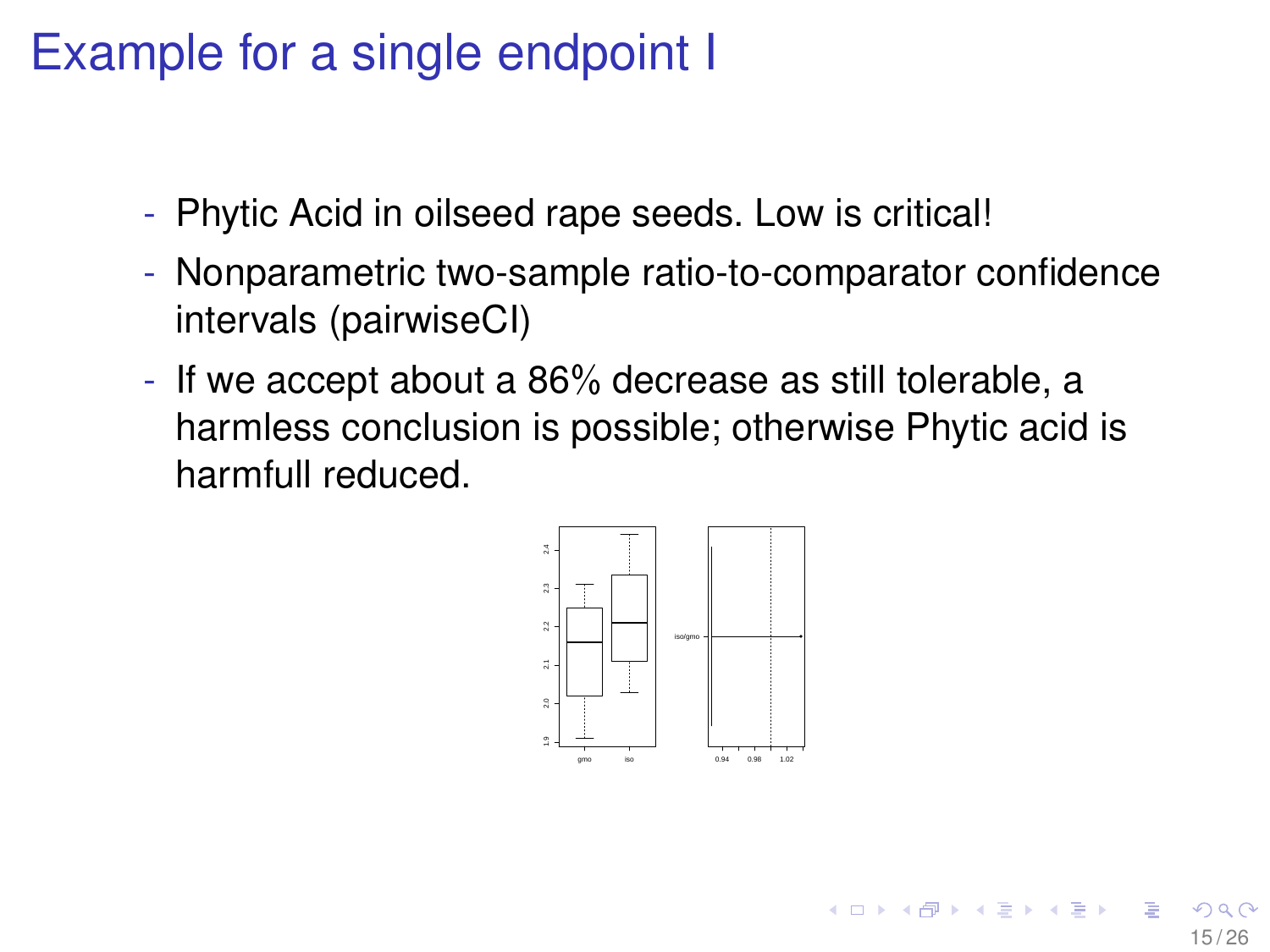# Example for a single endpoint I

- Phytic Acid in oilseed rape seeds. Low is critical!
- Nonparametric two-sample ratio-to-comparator confidence intervals (pairwiseCI)
- If we accept about a 86% decrease as still tolerable, a harmless conclusion is possible; otherwise Phytic acid is harmfull reduced.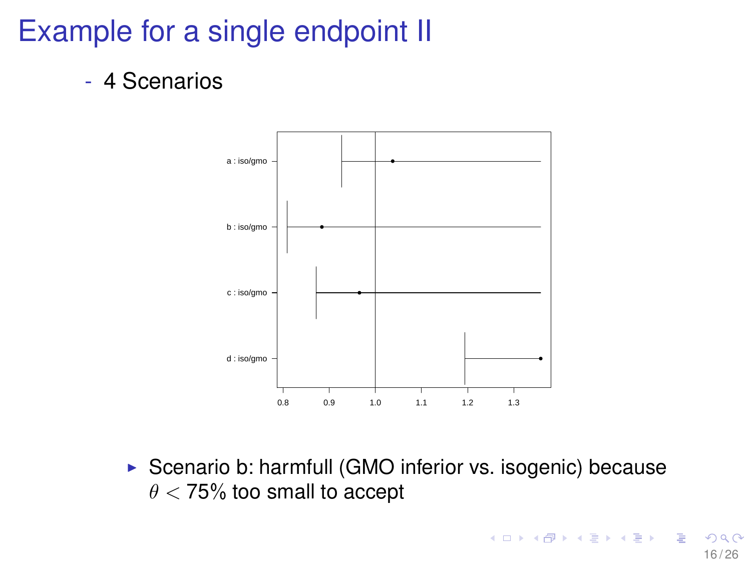# Example for a single endpoint II

- 4 Scenarios

a : iso/gmo

b : iso/gmo

c : iso/gmo

d : iso/gmo

0.8 0.9 1.0 1.1 1.2 1.3

- Scenario b: harmfull (GMO inferior vs. isogenic) because $\theta < 75\%$ too small to accept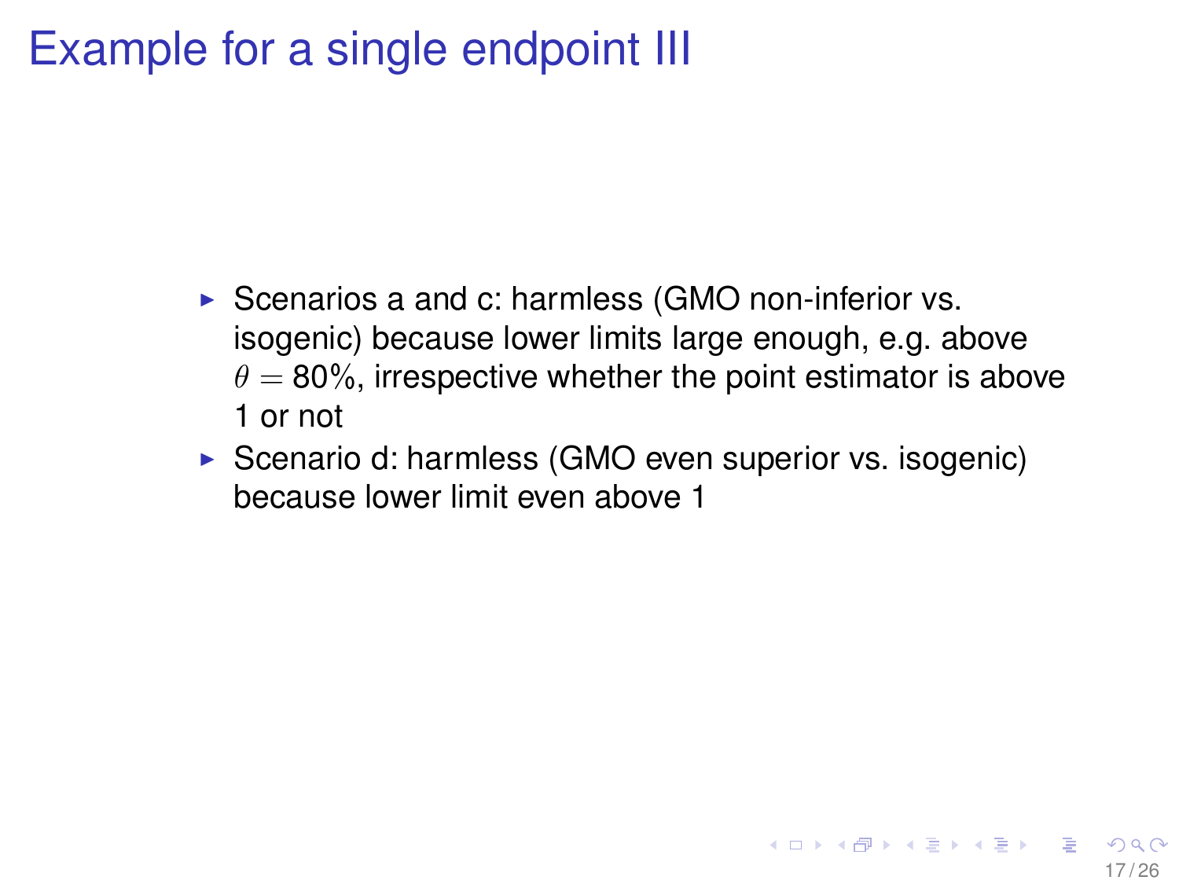# Example for a single endpoint III

- Scenarios a and c: harmless (GMO non-inferior vs. isogenic) because lower limits large enough, e.g. above $\theta = 80\%$, irrespective whether the point estimator is above 1 or not
- Scenario d: harmless (GMO even superior vs. isogenic) because lower limit even above 1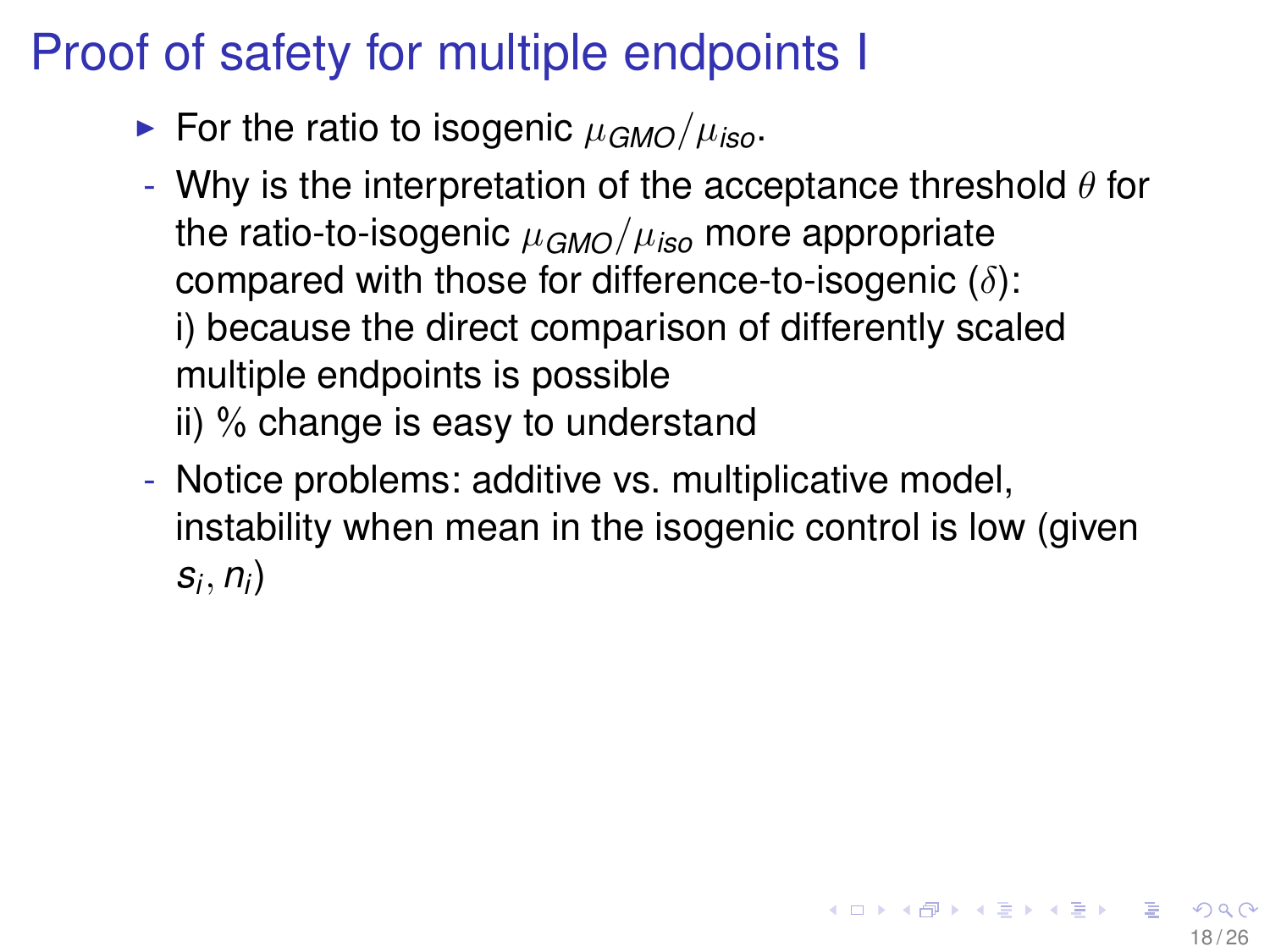# Proof of safety for multiple endpoints I

- For the ratio to isogenic $\mu_{GMO}/\mu_{iso}$.
  - Why is the interpretation of the acceptance threshold $\theta$ for the ratio-to-isogenic $\mu_{GMO}/\mu_{iso}$ more appropriate compared with those for difference-to-isogenic ($\delta$):
    i) because the direct comparison of differently scaled multiple endpoints is possible
    ii) % change is easy to understand
  - Notice problems: additive vs. multiplicative model, instability when mean in the isogenic control is low (given $s_i, n_i$)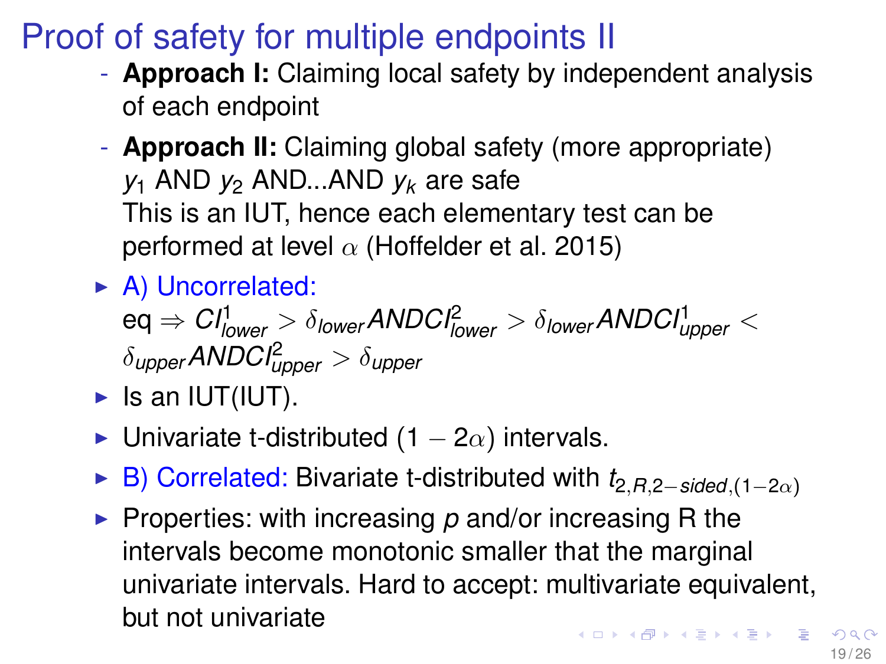# Proof of safety for multiple endpoints II

- **Approach I:** Claiming local safety by independent analysis of each endpoint
- **Approach II:** Claiming global safety (more appropriate)
  $y_1$ AND $y_2$ AND...AND $y_k$ are safe
  This is an IUT, hence each elementary test can be performed at level $\alpha$ (Hoffelder et al. 2015)

- A) Uncorrelated:
  eq $\Rightarrow CI^1_{lower} > \delta_{lower} AND CI^2_{lower} > \delta_{lower} AND CI^1_{upper} < \delta_{upper} AND CI^2_{upper} > \delta_{upper}$
- Is an IUT(IUT).
- Univariate t-distributed $(1-2\alpha)$ intervals.
- B) Correlated: Bivariate t-distributed with $t_{2,R,2-sided,(1-2\alpha)}$
- Properties: with increasing $p$ and/or increasing R the intervals become monotonic smaller that the marginal univariate intervals. Hard to accept: multivariate equivalent, but not univariate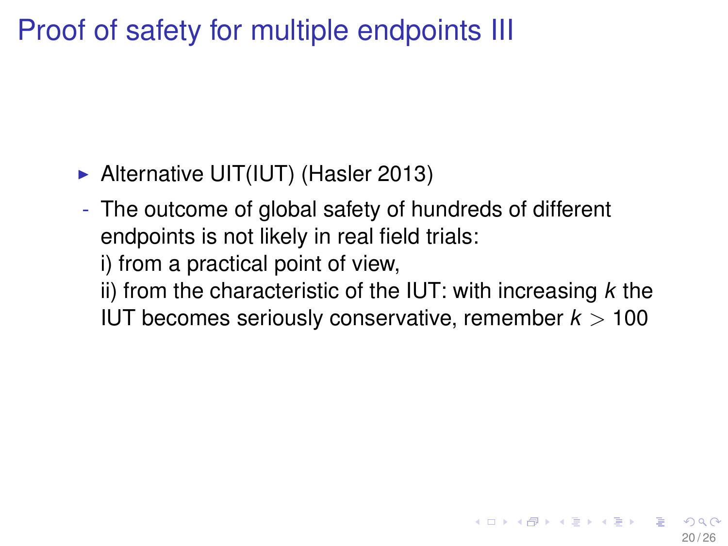# Proof of safety for multiple endpoints III

- Alternative UIT(IUT) (Hasler 2013)

  - The outcome of global safety of hundreds of different endpoints is not likely in real field trials:
    i) from a practical point of view,
    ii) from the characteristic of the IUT: with increasing $k$ the IUT becomes seriously conservative, remember $k > 100$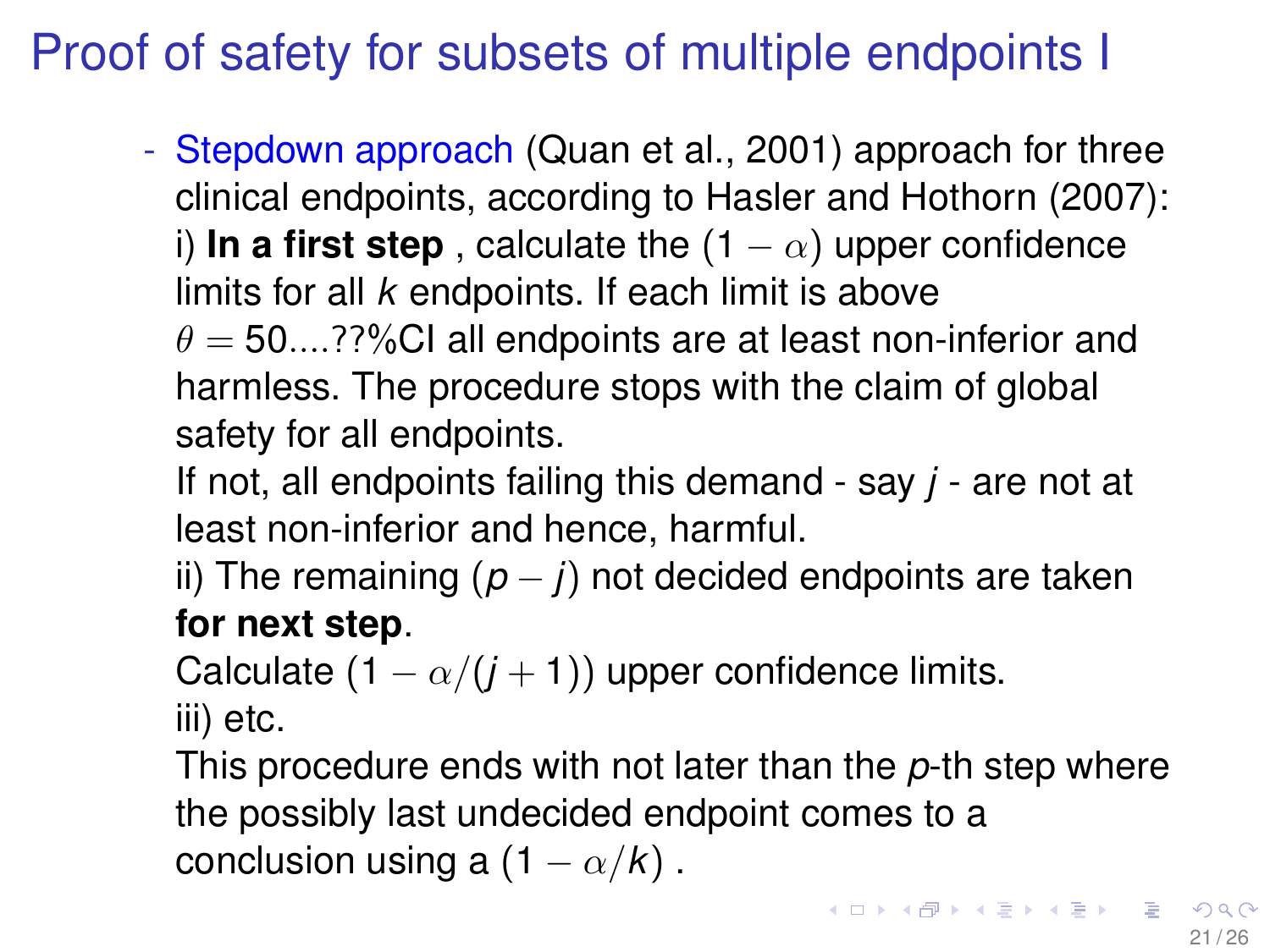# Proof of safety for subsets of multiple endpoints I

- Stepdown approach (Quan et al., 2001) approach for three clinical endpoints, according to Hasler and Hothorn (2007):
  i) **In a first step** , calculate the $(1-\alpha)$ upper confidence limits for all *k* endpoints. If each limit is above $\theta = 50$....??%CI all endpoints are at least non-inferior and harmless. The procedure stops with the claim of global safety for all endpoints.
  If not, all endpoints failing this demand - say *j* - are not at least non-inferior and hence, harmful.
  ii) The remaining $(p-j)$ not decided endpoints are taken **for next step**.
  Calculate $(1-\alpha/(j+1))$ upper confidence limits.
  iii) etc.
  This procedure ends with not later than the *p*-th step where the possibly last undecided endpoint comes to a conclusion using a $(1-\alpha/k)$ .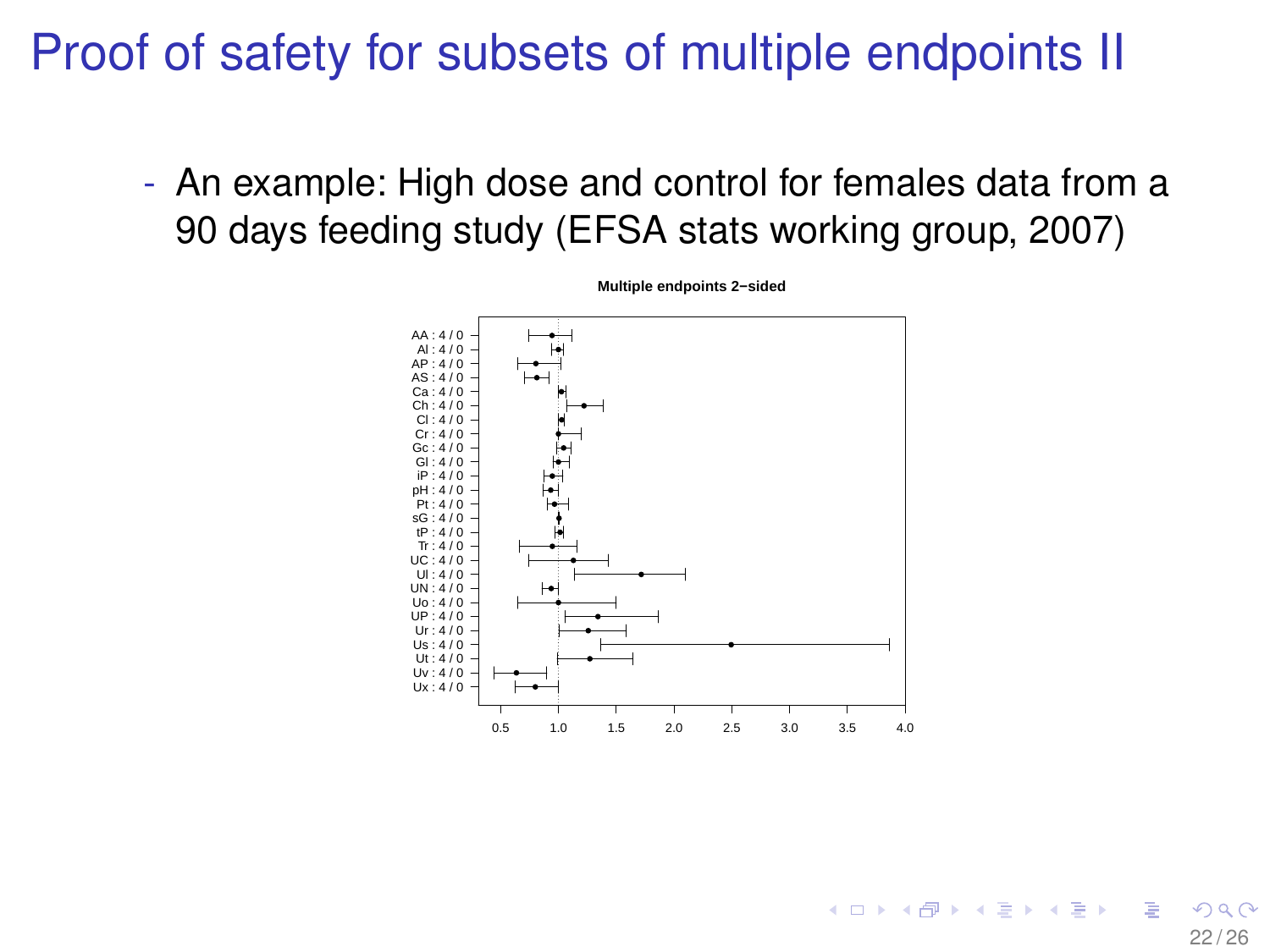# Proof of safety for subsets of multiple endpoints II

- An example: High dose and control for females data from a 90 days feeding study (EFSA stats working group, 2007)

**Multiple endpoints 2−sided**

AA : 4 / 0
Al : 4 / 0
AP : 4 / 0
AS : 4 / 0
Ca : 4 / 0
Ch : 4 / 0
Cl : 4 / 0
Cr : 4 / 0
Gc : 4 / 0
Gl : 4 / 0
iP : 4 / 0
pH : 4 / 0
Pt : 4 / 0
sG : 4 / 0
tP : 4 / 0
Tr : 4 / 0
UC : 4 / 0
Ul : 4 / 0
UN : 4 / 0
Uo : 4 / 0
UP : 4 / 0
Ur : 4 / 0
Us : 4 / 0
Ut : 4 / 0
Uv : 4 / 0
Ux : 4 / 0

0.5 1.0 1.5 2.0 2.5 3.0 3.5 4.0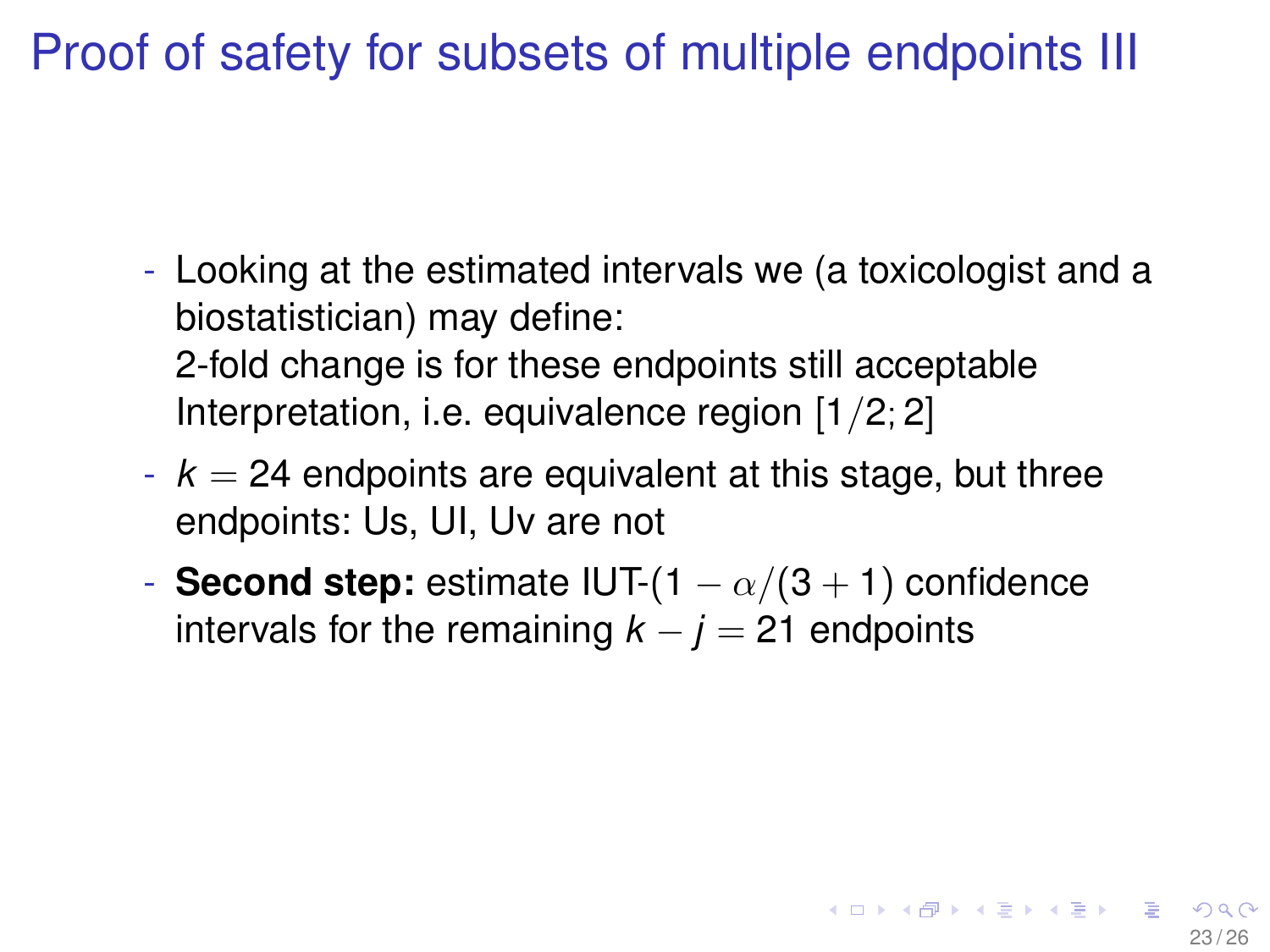# Proof of safety for subsets of multiple endpoints III

- Looking at the estimated intervals we (a toxicologist and a biostatistician) may define:
  2-fold change is for these endpoints still acceptable
  Interpretation, i.e. equivalence region $[1/2; 2]$
- $k = 24$ endpoints are equivalent at this stage, but three endpoints: Us, Ul, Uv are not
- **Second step:** estimate IUT-$(1 - \alpha/(3 + 1)$ confidence intervals for the remaining $k - j = 21$ endpoints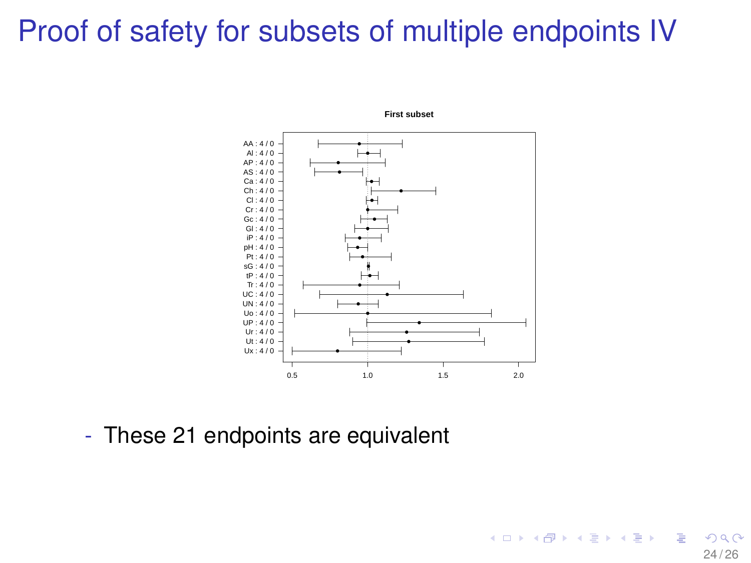# Proof of safety for subsets of multiple endpoints IV

**First subset**

AA : 4 / 0
Al : 4 / 0
AP : 4 / 0
AS : 4 / 0
Ca : 4 / 0
Ch : 4 / 0
Cl : 4 / 0
Cr : 4 / 0
Gc : 4 / 0
Gl : 4 / 0
iP : 4 / 0
pH : 4 / 0
Pt : 4 / 0
sG : 4 / 0
tP : 4 / 0
Tr : 4 / 0
UC : 4 / 0
UN : 4 / 0
Uo : 4 / 0
UP : 4 / 0
Ur : 4 / 0
Ut : 4 / 0
Ux : 4 / 0

0.5 1.0 1.5 2.0

- These 21 endpoints are equivalent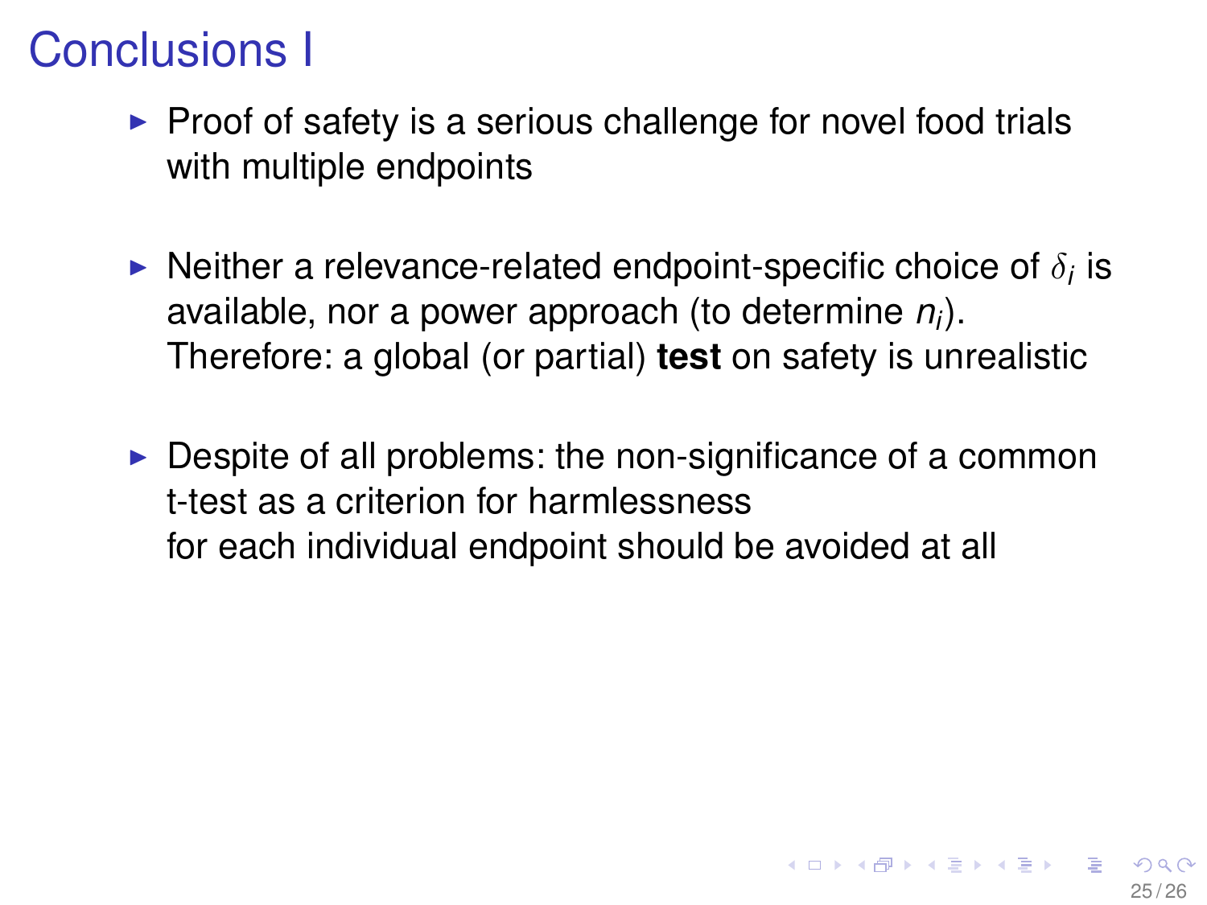# Conclusions I

- Proof of safety is a serious challenge for novel food trials with multiple endpoints

- Neither a relevance-related endpoint-specific choice of $\delta_i$ is available, nor a power approach (to determine $n_i$).
  Therefore: a global (or partial) **test** on safety is unrealistic

- Despite of all problems: the non-significance of a common t-test as a criterion for harmlessness
  for each individual endpoint should be avoided at all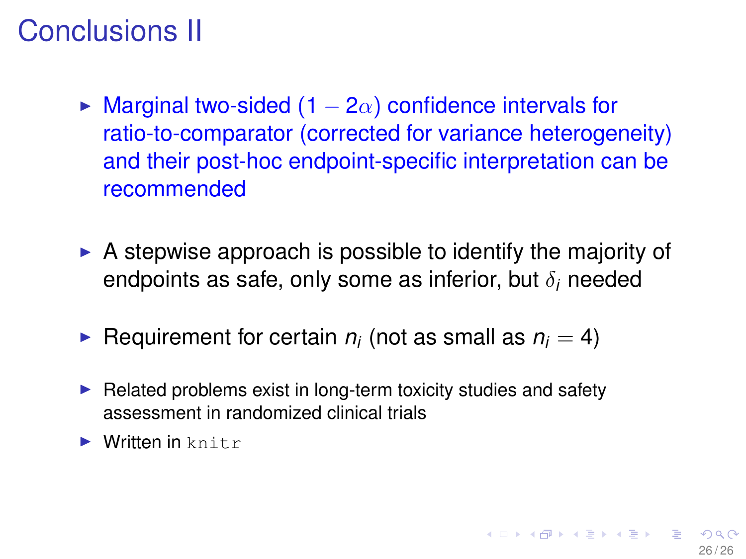# Conclusions II

- Marginal two-sided $(1 - 2\alpha)$ confidence intervals for ratio-to-comparator (corrected for variance heterogeneity) and their post-hoc endpoint-specific interpretation can be recommended
- A stepwise approach is possible to identify the majority of endpoints as safe, only some as inferior, but $\delta_i$ needed
- Requirement for certain $n_i$ (not as small as $n_i = 4$)
- Related problems exist in long-term toxicity studies and safety assessment in randomized clinical trials
- Written in `knitr`